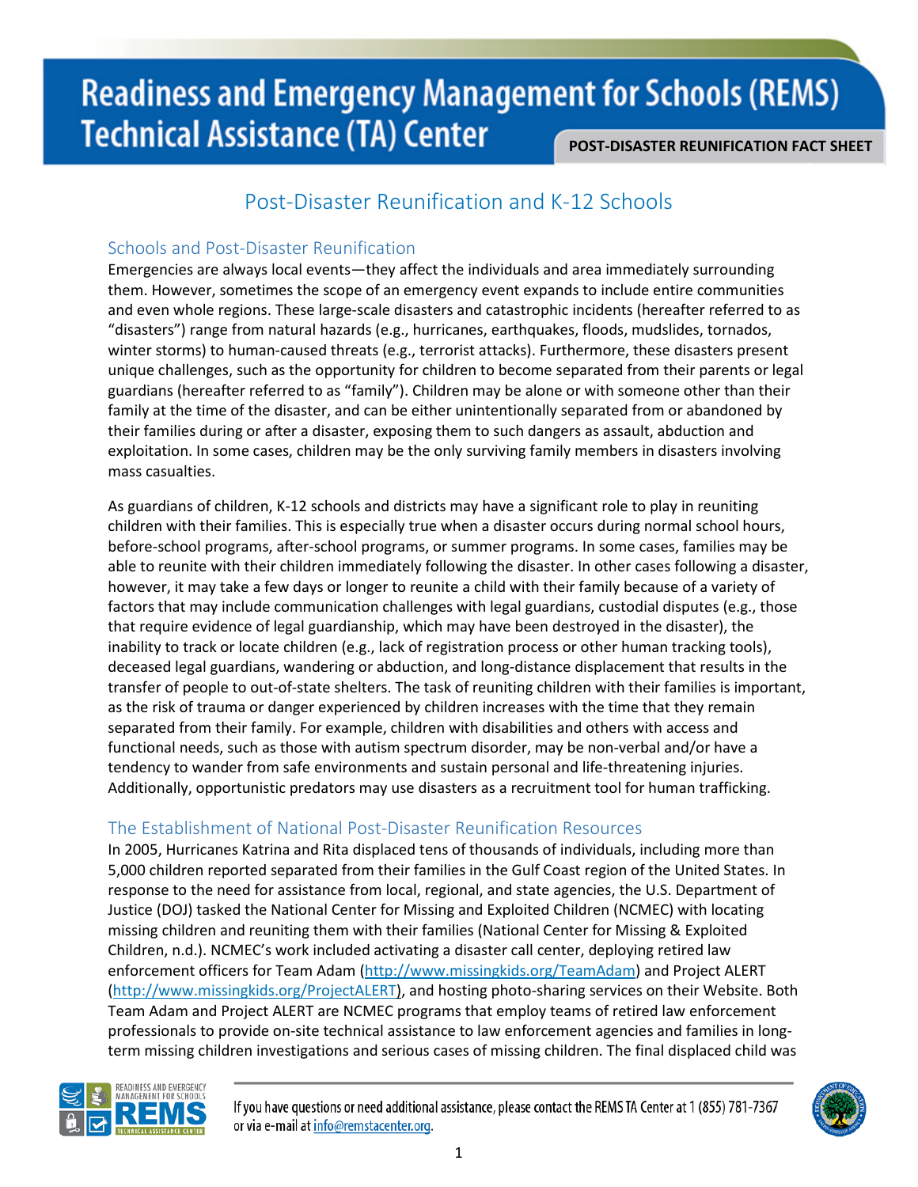# Readiness and Emergency Management for Schools (REMS) Technical Assistance (TA) Center

**POST-DISASTER REUNIFICATION FACT SHEET**

## Post-Disaster Reunification and K-12 Schools

### Schools and Post-Disaster Reunification

Emergencies are always local events—they affect the individuals and area immediately surrounding them. However, sometimes the scope of an emergency event expands to include entire communities and even whole regions. These large-scale disasters and catastrophic incidents (hereafter referred to as "disasters") range from natural hazards (e.g., hurricanes, earthquakes, floods, mudslides, tornados, winter storms) to human-caused threats (e.g., terrorist attacks). Furthermore, these disasters present unique challenges, such as the opportunity for children to become separated from their parents or legal guardians (hereafter referred to as "family"). Children may be alone or with someone other than their family at the time of the disaster, and can be either unintentionally separated from or abandoned by their families during or after a disaster, exposing them to such dangers as assault, abduction and exploitation. In some cases, children may be the only surviving family members in disasters involving mass casualties.

As guardians of children, K-12 schools and districts may have a significant role to play in reuniting children with their families. This is especially true when a disaster occurs during normal school hours, before-school programs, after-school programs, or summer programs. In some cases, families may be able to reunite with their children immediately following the disaster. In other cases following a disaster, however, it may take a few days or longer to reunite a child with their family because of a variety of factors that may include communication challenges with legal guardians, custodial disputes (e.g., those that require evidence of legal guardianship, which may have been destroyed in the disaster), the inability to track or locate children (e.g., lack of registration process or other human tracking tools), deceased legal guardians, wandering or abduction, and long-distance displacement that results in the transfer of people to out-of-state shelters. The task of reuniting children with their families is important, as the risk of trauma or danger experienced by children increases with the time that they remain separated from their family. For example, children with disabilities and others with access and functional needs, such as those with autism spectrum disorder, may be non-verbal and/or have a tendency to wander from safe environments and sustain personal and life-threatening injuries. Additionally, opportunistic predators may use disasters as a recruitment tool for human trafficking.

### The Establishment of National Post-Disaster Reunification Resources

In 2005, Hurricanes Katrina and Rita displaced tens of thousands of individuals, including more than 5,000 children reported separated from their families in the Gulf Coast region of the United States. In response to the need for assistance from local, regional, and state agencies, the U.S. Department of Justice (DOJ) tasked the National Center for Missing and Exploited Children (NCMEC) with locating missing children and reuniting them with their families (National Center for Missing & Exploited Children, n.d.). NCMEC's work included activating a disaster call center, deploying retired law enforcement officers for Team Adam (http://www.missingkids.org/TeamAdam) and Project ALERT (http://www.missingkids.org/ProjectALERT), and hosting photo-sharing services on their Website. Both Team Adam and Project ALERT are NCMEC programs that employ teams of retired law enforcement professionals to provide on-site technical assistance to law enforcement agencies and families in long-term missing children investigations and serious cases of missing children. The final displaced child was

If you have questions or need additional assistance, please contact the REMS TA Center at 1 (855) 781-7367 or via e-mail at info@remstacenter.org.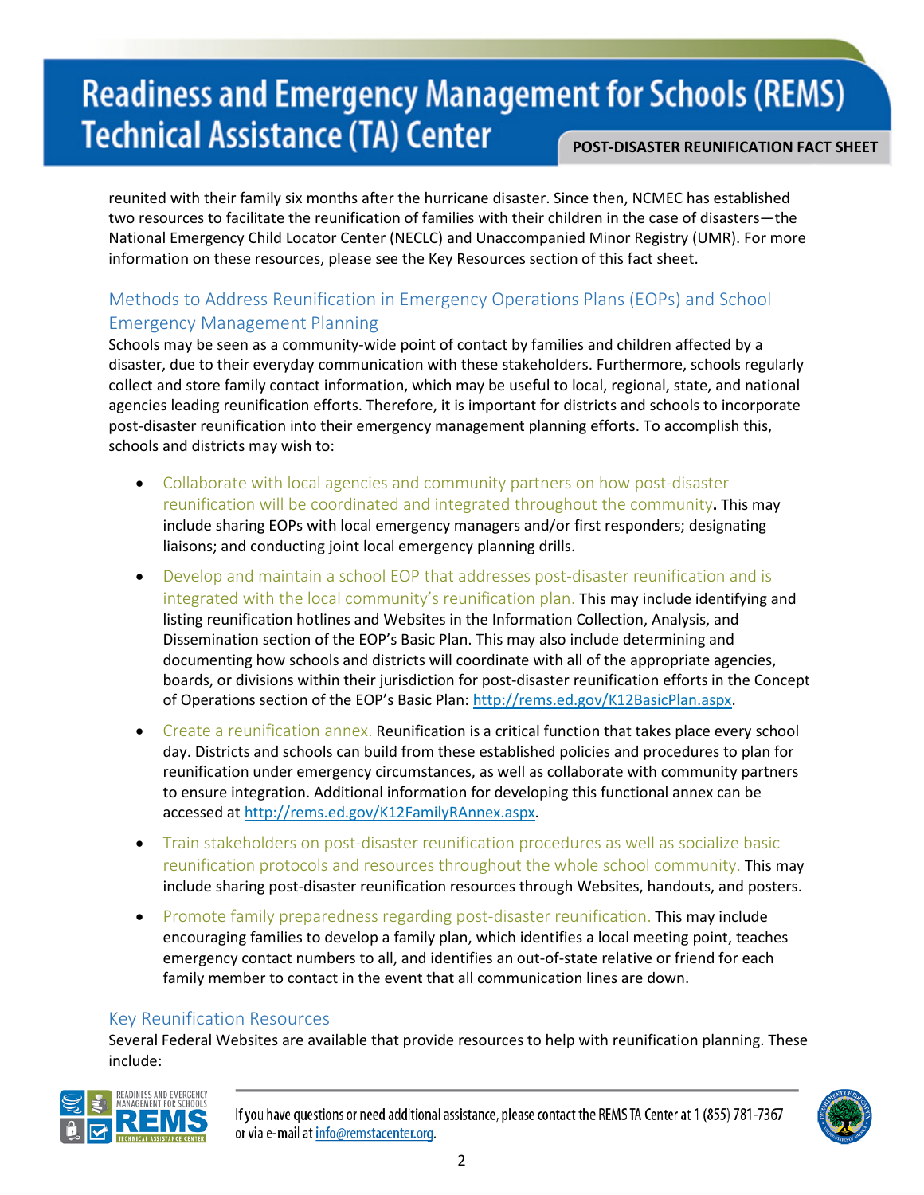reunited with their family six months after the hurricane disaster. Since then, NCMEC has established two resources to facilitate the reunification of families with their children in the case of disasters—the National Emergency Child Locator Center (NECLC) and Unaccompanied Minor Registry (UMR). For more information on these resources, please see the Key Resources section of this fact sheet.

## Methods to Address Reunification in Emergency Operations Plans (EOPs) and School Emergency Management Planning

Schools may be seen as a community-wide point of contact by families and children affected by a disaster, due to their everyday communication with these stakeholders. Furthermore, schools regularly collect and store family contact information, which may be useful to local, regional, state, and national agencies leading reunification efforts. Therefore, it is important for districts and schools to incorporate post-disaster reunification into their emergency management planning efforts. To accomplish this, schools and districts may wish to:

- Collaborate with local agencies and community partners on how post-disaster reunification will be coordinated and integrated throughout the community**.** This may include sharing EOPs with local emergency managers and/or first responders; designating liaisons; and conducting joint local emergency planning drills.
- Develop and maintain a school EOP that addresses post-disaster reunification and is integrated with the local community's reunification plan. This may include identifying and listing reunification hotlines and Websites in the Information Collection, Analysis, and Dissemination section of the EOP's Basic Plan. This may also include determining and documenting how schools and districts will coordinate with all of the appropriate agencies, boards, or divisions within their jurisdiction for post-disaster reunification efforts in the Concept of Operations section of the EOP's Basic Plan: http://rems.ed.gov/K12BasicPlan.aspx.
- Create a reunification annex. Reunification is a critical function that takes place every school day. Districts and schools can build from these established policies and procedures to plan for reunification under emergency circumstances, as well as collaborate with community partners to ensure integration. Additional information for developing this functional annex can be accessed at http://rems.ed.gov/K12FamilyRAnnex.aspx.
- Train stakeholders on post-disaster reunification procedures as well as socialize basic reunification protocols and resources throughout the whole school community. This may include sharing post-disaster reunification resources through Websites, handouts, and posters.
- Promote family preparedness regarding post-disaster reunification. This may include encouraging families to develop a family plan, which identifies a local meeting point, teaches emergency contact numbers to all, and identifies an out-of-state relative or friend for each family member to contact in the event that all communication lines are down.

## Key Reunification Resources

Several Federal Websites are available that provide resources to help with reunification planning. These include: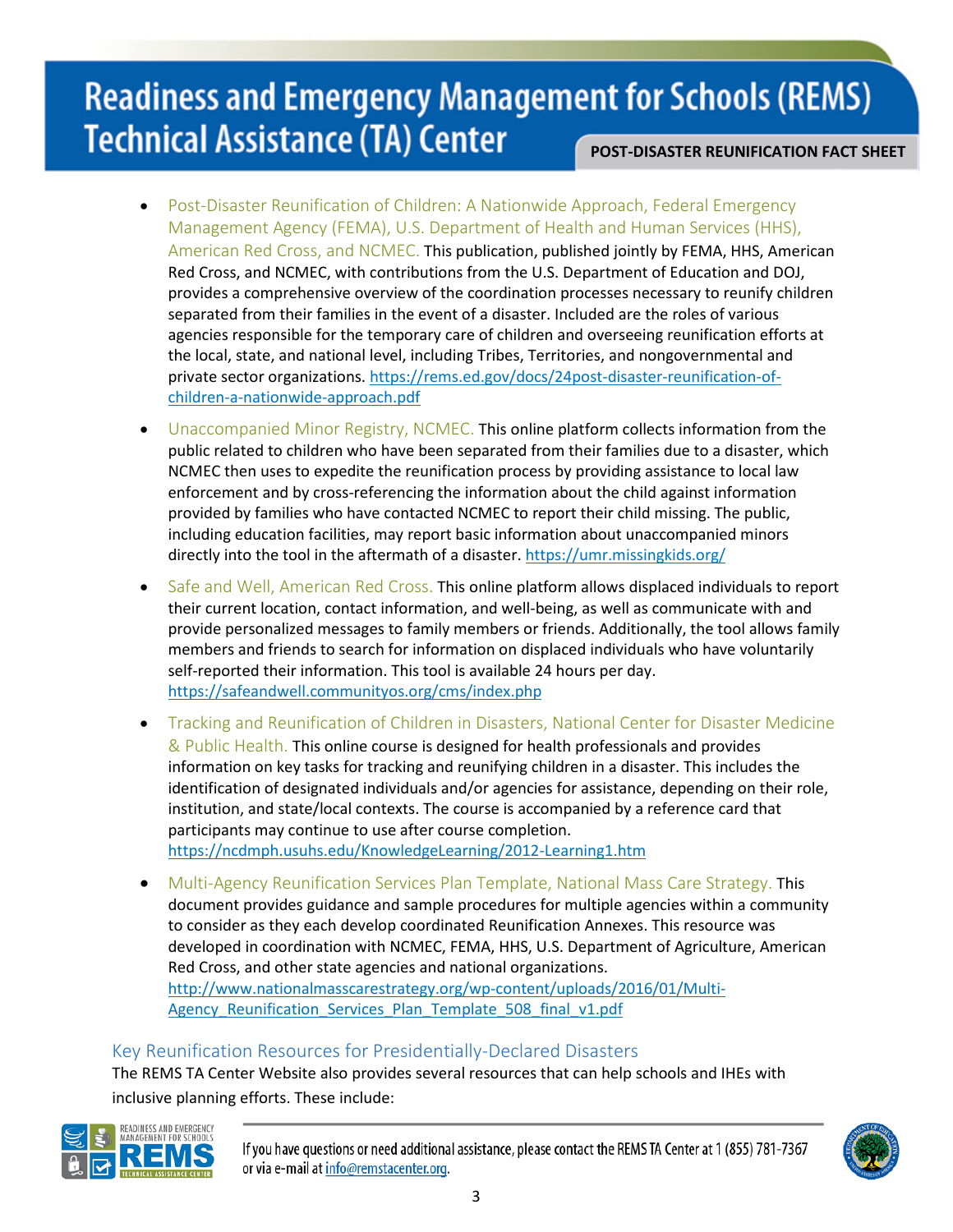- Post-Disaster Reunification of Children: A Nationwide Approach, Federal Emergency Management Agency (FEMA), U.S. Department of Health and Human Services (HHS), American Red Cross, and NCMEC. This publication, published jointly by FEMA, HHS, American Red Cross, and NCMEC, with contributions from the U.S. Department of Education and DOJ, provides a comprehensive overview of the coordination processes necessary to reunify children separated from their families in the event of a disaster. Included are the roles of various agencies responsible for the temporary care of children and overseeing reunification efforts at the local, state, and national level, including Tribes, Territories, and nongovernmental and private sector organizations. https://rems.ed.gov/docs/24post-disaster-reunification-of-children-a-nationwide-approach.pdf
- Unaccompanied Minor Registry, NCMEC. This online platform collects information from the public related to children who have been separated from their families due to a disaster, which NCMEC then uses to expedite the reunification process by providing assistance to local law enforcement and by cross-referencing the information about the child against information provided by families who have contacted NCMEC to report their child missing. The public, including education facilities, may report basic information about unaccompanied minors directly into the tool in the aftermath of a disaster. https://umr.missingkids.org/
- Safe and Well, American Red Cross. This online platform allows displaced individuals to report their current location, contact information, and well-being, as well as communicate with and provide personalized messages to family members or friends. Additionally, the tool allows family members and friends to search for information on displaced individuals who have voluntarily self-reported their information. This tool is available 24 hours per day. https://safeandwell.communityos.org/cms/index.php
- Tracking and Reunification of Children in Disasters, National Center for Disaster Medicine & Public Health. This online course is designed for health professionals and provides information on key tasks for tracking and reunifying children in a disaster. This includes the identification of designated individuals and/or agencies for assistance, depending on their role, institution, and state/local contexts. The course is accompanied by a reference card that participants may continue to use after course completion. https://ncdmph.usuhs.edu/KnowledgeLearning/2012-Learning1.htm
- Multi-Agency Reunification Services Plan Template, National Mass Care Strategy. This document provides guidance and sample procedures for multiple agencies within a community to consider as they each develop coordinated Reunification Annexes. This resource was developed in coordination with NCMEC, FEMA, HHS, U.S. Department of Agriculture, American Red Cross, and other state agencies and national organizations. http://www.nationalmasscarestrategy.org/wp-content/uploads/2016/01/Multi-Agency_Reunification_Services_Plan_Template_508_final_v1.pdf

## Key Reunification Resources for Presidentially-Declared Disasters

The REMS TA Center Website also provides several resources that can help schools and IHEs with inclusive planning efforts. These include:

If you have questions or need additional assistance, please contact the REMS TA Center at 1 (855) 781-7367 or via e-mail at info@remstacenter.org.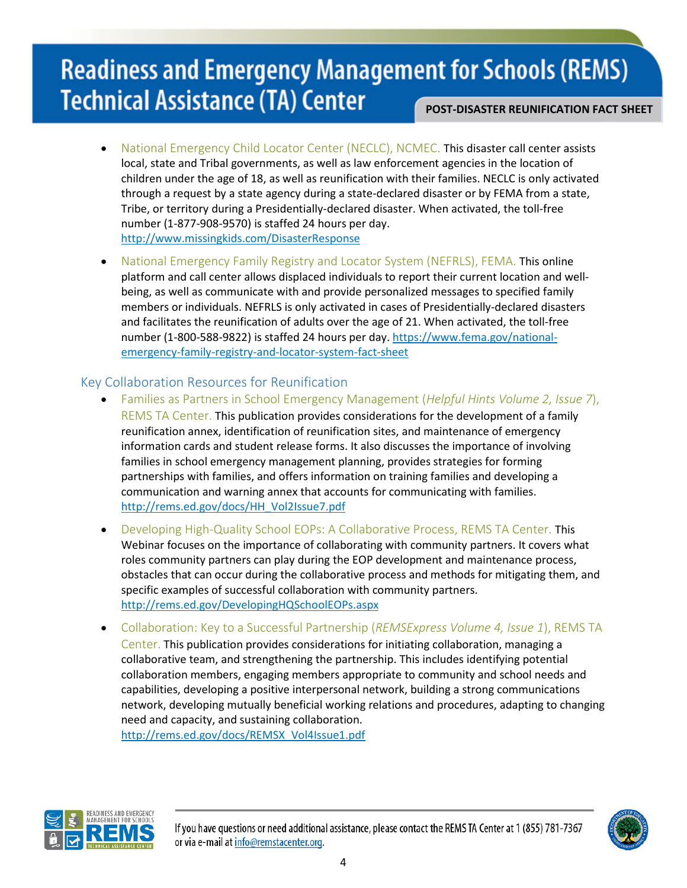- National Emergency Child Locator Center (NECLC), NCMEC. This disaster call center assists local, state and Tribal governments, as well as law enforcement agencies in the location of children under the age of 18, as well as reunification with their families. NECLC is only activated through a request by a state agency during a state-declared disaster or by FEMA from a state, Tribe, or territory during a Presidentially-declared disaster. When activated, the toll-free number (1-877-908-9570) is staffed 24 hours per day. http://www.missingkids.com/DisasterResponse

- National Emergency Family Registry and Locator System (NEFRLS), FEMA. This online platform and call center allows displaced individuals to report their current location and well-being, as well as communicate with and provide personalized messages to specified family members or individuals. NEFRLS is only activated in cases of Presidentially-declared disasters and facilitates the reunification of adults over the age of 21. When activated, the toll-free number (1-800-588-9822) is staffed 24 hours per day. https://www.fema.gov/national-emergency-family-registry-and-locator-system-fact-sheet

## Key Collaboration Resources for Reunification

- Families as Partners in School Emergency Management (*Helpful Hints Volume 2, Issue 7*), REMS TA Center. This publication provides considerations for the development of a family reunification annex, identification of reunification sites, and maintenance of emergency information cards and student release forms. It also discusses the importance of involving families in school emergency management planning, provides strategies for forming partnerships with families, and offers information on training families and developing a communication and warning annex that accounts for communicating with families. http://rems.ed.gov/docs/HH_Vol2Issue7.pdf

- Developing High-Quality School EOPs: A Collaborative Process, REMS TA Center. This Webinar focuses on the importance of collaborating with community partners. It covers what roles community partners can play during the EOP development and maintenance process, obstacles that can occur during the collaborative process and methods for mitigating them, and specific examples of successful collaboration with community partners. http://rems.ed.gov/DevelopingHQSchoolEOPs.aspx

- Collaboration: Key to a Successful Partnership (*REMSExpress Volume 4, Issue 1*), REMS TA Center. This publication provides considerations for initiating collaboration, managing a collaborative team, and strengthening the partnership. This includes identifying potential collaboration members, engaging members appropriate to community and school needs and capabilities, developing a positive interpersonal network, building a strong communications network, developing mutually beneficial working relations and procedures, adapting to changing need and capacity, and sustaining collaboration. http://rems.ed.gov/docs/REMSX_Vol4Issue1.pdf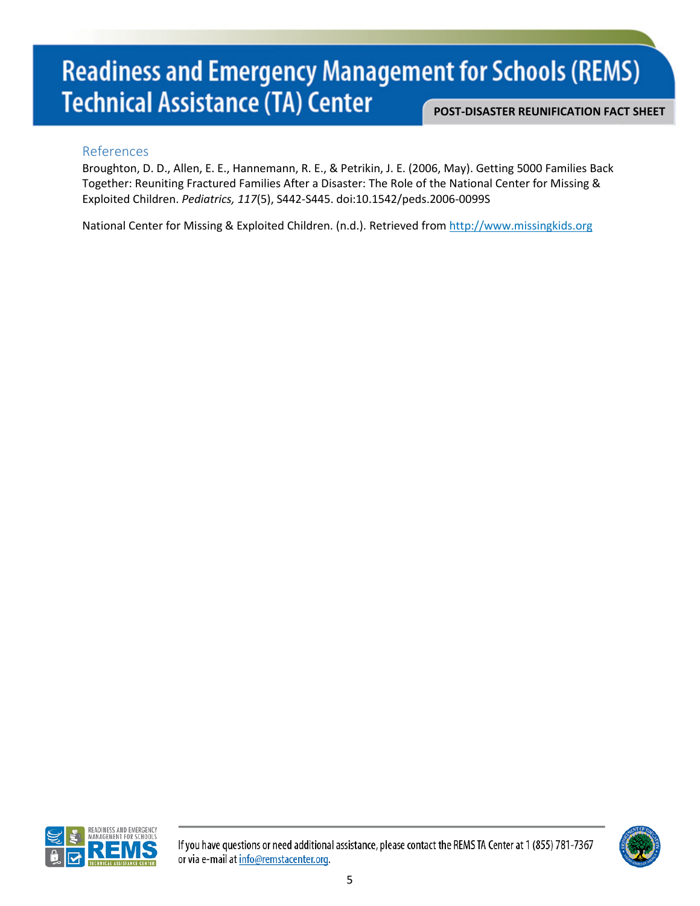## References

Broughton, D. D., Allen, E. E., Hannemann, R. E., & Petrikin, J. E. (2006, May). Getting 5000 Families Back Together: Reuniting Fractured Families After a Disaster: The Role of the National Center for Missing & Exploited Children. *Pediatrics, 117*(5), S442-S445. doi:10.1542/peds.2006-0099S

National Center for Missing & Exploited Children. (n.d.). Retrieved from http://www.missingkids.org